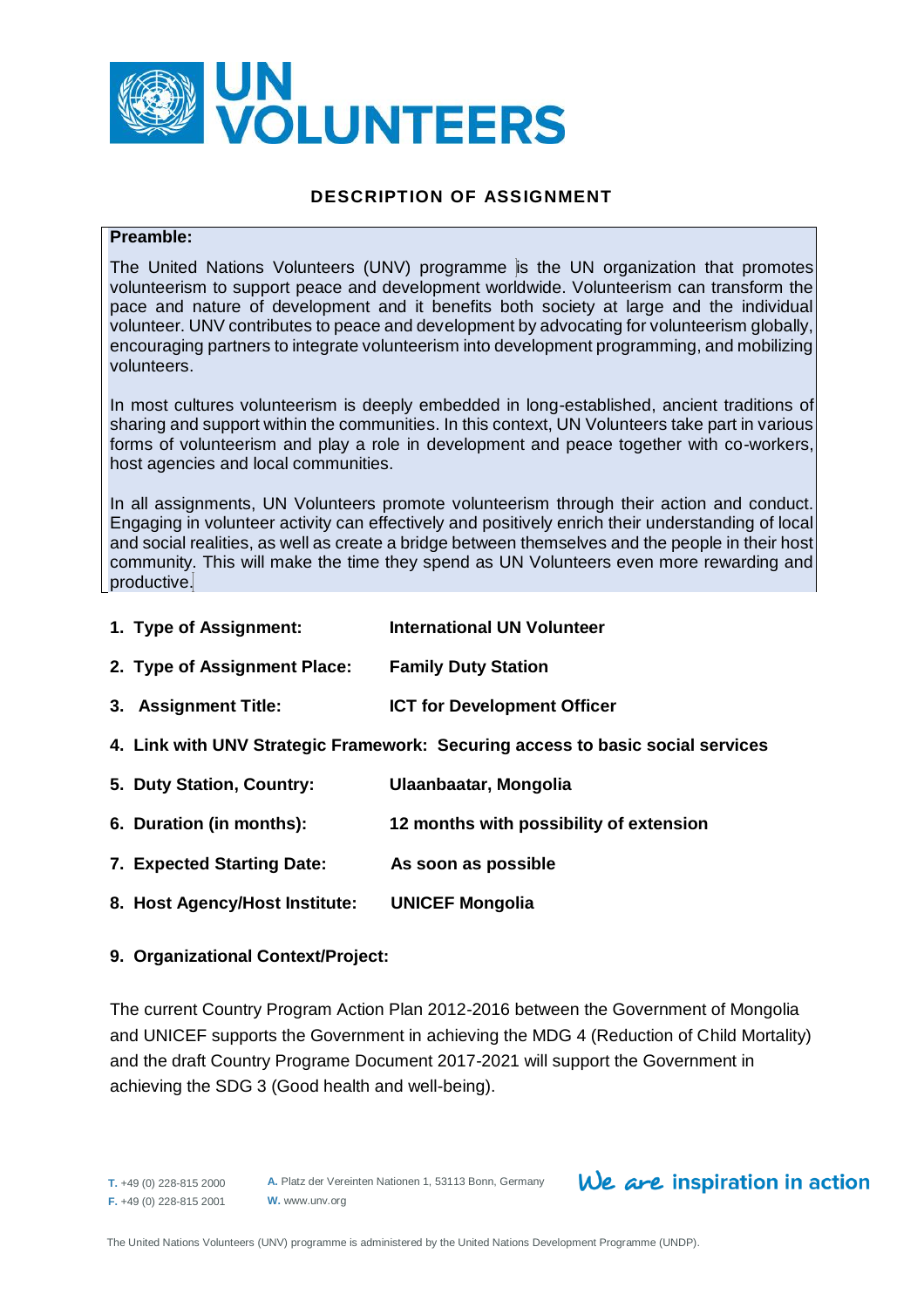# DESCRIPTION OF ASSIGNMENT

**Preamble:**

The United Nations Volunteers (UNV) programme is the UN organization that promotes volunteerism to support peace and development worldwide. Volunteerism can transform the pace and nature of development and it benefits both society at large and the individual volunteer. UNV contributes to peace and development by advocating for volunteerism globally, encouraging partners to integrate volunteerism into development programming, and mobilizing volunteers.

In most cultures volunteerism is deeply embedded in long-established, ancient traditions of sharing and support within the communities. In this context, UN Volunteers take part in various forms of volunteerism and play a role in development and peace together with co-workers, host agencies and local communities.

In all assignments, UN Volunteers promote volunteerism through their action and conduct. Engaging in volunteer activity can effectively and positively enrich their understanding of local and social realities, as well as create a bridge between themselves and the people in their host community. This will make the time they spend as UN Volunteers even more rewarding and productive.

1. **Type of Assignment:** **International UN Volunteer**
2. **Type of Assignment Place:** **Family Duty Station**
3. **Assignment Title:** **ICT for Development Officer**
4. **Link with UNV Strategic Framework: Securing access to basic social services**
5. **Duty Station, Country:** **Ulaanbaatar, Mongolia**
6. **Duration (in months):** **12 months with possibility of extension**
7. **Expected Starting Date:** **As soon as possible**
8. **Host Agency/Host Institute:** **UNICEF Mongolia**
9. **Organizational Context/Project:**

The current Country Program Action Plan 2012-2016 between the Government of Mongolia and UNICEF supports the Government in achieving the MDG 4 (Reduction of Child Mortality) and the draft Country Programe Document 2017-2021 will support the Government in achieving the SDG 3 (Good health and well-being).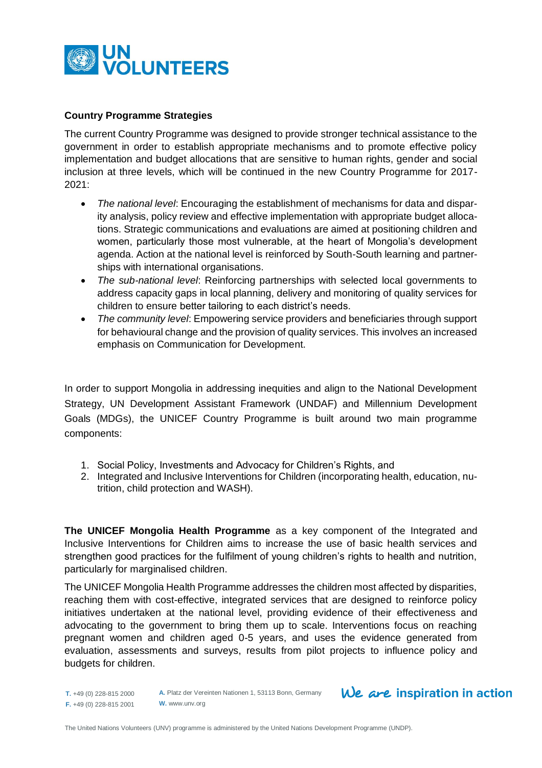**Country Programme Strategies**

The current Country Programme was designed to provide stronger technical assistance to the government in order to establish appropriate mechanisms and to promote effective policy implementation and budget allocations that are sensitive to human rights, gender and social inclusion at three levels, which will be continued in the new Country Programme for 2017-2021:

- *The national level*: Encouraging the establishment of mechanisms for data and disparity analysis, policy review and effective implementation with appropriate budget allocations. Strategic communications and evaluations are aimed at positioning children and women, particularly those most vulnerable, at the heart of Mongolia's development agenda. Action at the national level is reinforced by South-South learning and partnerships with international organisations.
- *The sub-national level*: Reinforcing partnerships with selected local governments to address capacity gaps in local planning, delivery and monitoring of quality services for children to ensure better tailoring to each district's needs.
- *The community level*: Empowering service providers and beneficiaries through support for behavioural change and the provision of quality services. This involves an increased emphasis on Communication for Development.

In order to support Mongolia in addressing inequities and align to the National Development Strategy, UN Development Assistant Framework (UNDAF) and Millennium Development Goals (MDGs), the UNICEF Country Programme is built around two main programme components:

1. Social Policy, Investments and Advocacy for Children's Rights, and
2. Integrated and Inclusive Interventions for Children (incorporating health, education, nutrition, child protection and WASH).

**The UNICEF Mongolia Health Programme** as a key component of the Integrated and Inclusive Interventions for Children aims to increase the use of basic health services and strengthen good practices for the fulfilment of young children's rights to health and nutrition, particularly for marginalised children.

The UNICEF Mongolia Health Programme addresses the children most affected by disparities, reaching them with cost-effective, integrated services that are designed to reinforce policy initiatives undertaken at the national level, providing evidence of their effectiveness and advocating to the government to bring them up to scale. Interventions focus on reaching pregnant women and children aged 0-5 years, and uses the evidence generated from evaluation, assessments and surveys, results from pilot projects to influence policy and budgets for children.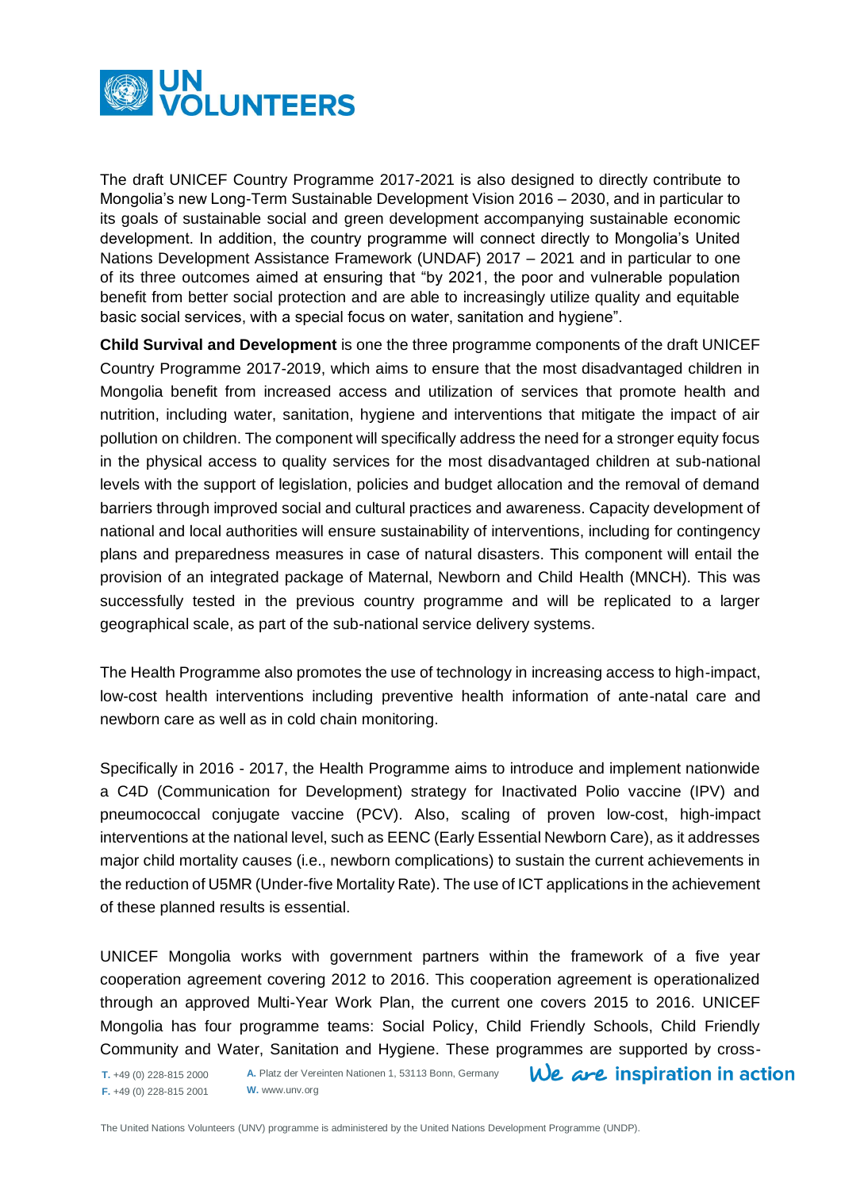The draft UNICEF Country Programme 2017-2021 is also designed to directly contribute to Mongolia's new Long-Term Sustainable Development Vision 2016 – 2030, and in particular to its goals of sustainable social and green development accompanying sustainable economic development. In addition, the country programme will connect directly to Mongolia's United Nations Development Assistance Framework (UNDAF) 2017 – 2021 and in particular to one of its three outcomes aimed at ensuring that "by 2021, the poor and vulnerable population benefit from better social protection and are able to increasingly utilize quality and equitable basic social services, with a special focus on water, sanitation and hygiene".

**Child Survival and Development** is one the three programme components of the draft UNICEF Country Programme 2017-2019, which aims to ensure that the most disadvantaged children in Mongolia benefit from increased access and utilization of services that promote health and nutrition, including water, sanitation, hygiene and interventions that mitigate the impact of air pollution on children. The component will specifically address the need for a stronger equity focus in the physical access to quality services for the most disadvantaged children at sub-national levels with the support of legislation, policies and budget allocation and the removal of demand barriers through improved social and cultural practices and awareness. Capacity development of national and local authorities will ensure sustainability of interventions, including for contingency plans and preparedness measures in case of natural disasters. This component will entail the provision of an integrated package of Maternal, Newborn and Child Health (MNCH). This was successfully tested in the previous country programme and will be replicated to a larger geographical scale, as part of the sub-national service delivery systems.

The Health Programme also promotes the use of technology in increasing access to high-impact, low-cost health interventions including preventive health information of ante-natal care and newborn care as well as in cold chain monitoring.

Specifically in 2016 - 2017, the Health Programme aims to introduce and implement nationwide a C4D (Communication for Development) strategy for Inactivated Polio vaccine (IPV) and pneumococcal conjugate vaccine (PCV). Also, scaling of proven low-cost, high-impact interventions at the national level, such as EENC (Early Essential Newborn Care), as it addresses major child mortality causes (i.e., newborn complications) to sustain the current achievements in the reduction of U5MR (Under-five Mortality Rate). The use of ICT applications in the achievement of these planned results is essential.

UNICEF Mongolia works with government partners within the framework of a five year cooperation agreement covering 2012 to 2016. This cooperation agreement is operationalized through an approved Multi-Year Work Plan, the current one covers 2015 to 2016. UNICEF Mongolia has four programme teams: Social Policy, Child Friendly Schools, Child Friendly Community and Water, Sanitation and Hygiene. These programmes are supported by cross-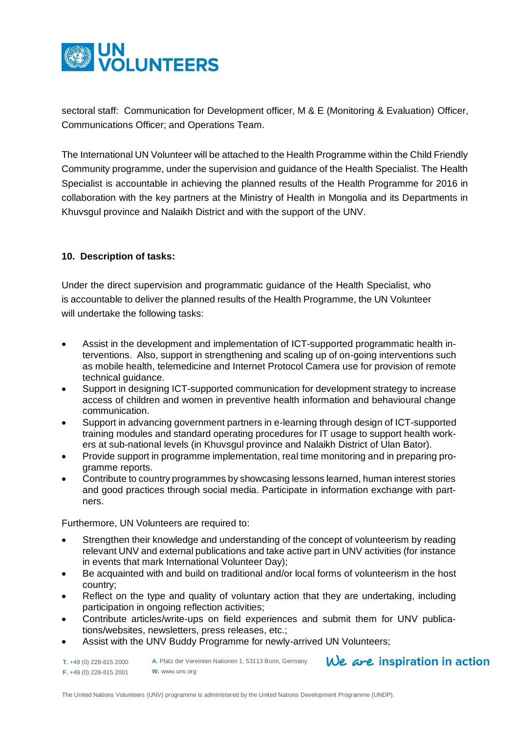sectoral staff: Communication for Development officer, M & E (Monitoring & Evaluation) Officer, Communications Officer; and Operations Team.

The International UN Volunteer will be attached to the Health Programme within the Child Friendly Community programme, under the supervision and guidance of the Health Specialist. The Health Specialist is accountable in achieving the planned results of the Health Programme for 2016 in collaboration with the key partners at the Ministry of Health in Mongolia and its Departments in Khuvsgul province and Nalaikh District and with the support of the UNV.

**10. Description of tasks:**

Under the direct supervision and programmatic guidance of the Health Specialist, who is accountable to deliver the planned results of the Health Programme, the UN Volunteer will undertake the following tasks:

- Assist in the development and implementation of ICT-supported programmatic health interventions. Also, support in strengthening and scaling up of on-going interventions such as mobile health, telemedicine and Internet Protocol Camera use for provision of remote technical guidance.
- Support in designing ICT-supported communication for development strategy to increase access of children and women in preventive health information and behavioural change communication.
- Support in advancing government partners in e-learning through design of ICT-supported training modules and standard operating procedures for IT usage to support health workers at sub-national levels (in Khuvsgul province and Nalaikh District of Ulan Bator).
- Provide support in programme implementation, real time monitoring and in preparing programme reports.
- Contribute to country programmes by showcasing lessons learned, human interest stories and good practices through social media. Participate in information exchange with partners.

Furthermore, UN Volunteers are required to:

- Strengthen their knowledge and understanding of the concept of volunteerism by reading relevant UNV and external publications and take active part in UNV activities (for instance in events that mark International Volunteer Day);
- Be acquainted with and build on traditional and/or local forms of volunteerism in the host country;
- Reflect on the type and quality of voluntary action that they are undertaking, including participation in ongoing reflection activities;
- Contribute articles/write-ups on field experiences and submit them for UNV publications/websites, newsletters, press releases, etc.;
- Assist with the UNV Buddy Programme for newly-arrived UN Volunteers;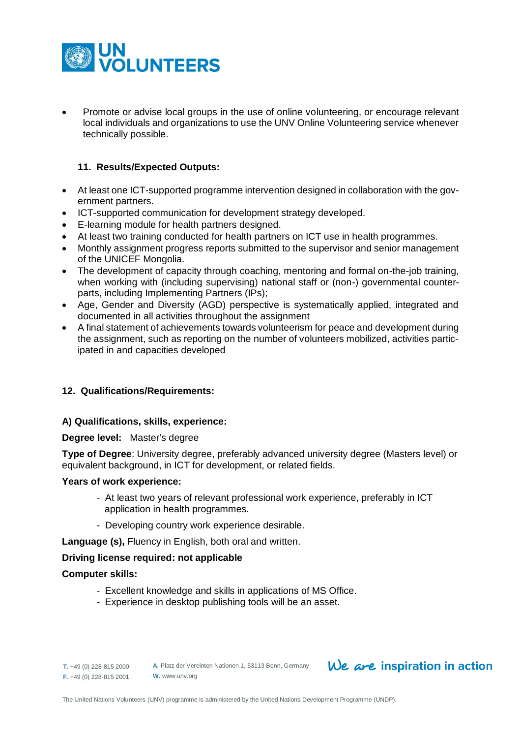- Promote or advise local groups in the use of online volunteering, or encourage relevant local individuals and organizations to use the UNV Online Volunteering service whenever technically possible.

### 11. Results/Expected Outputs:

- At least one ICT-supported programme intervention designed in collaboration with the government partners.
- ICT-supported communication for development strategy developed.
- E-learning module for health partners designed.
- At least two training conducted for health partners on ICT use in health programmes.
- Monthly assignment progress reports submitted to the supervisor and senior management of the UNICEF Mongolia.
- The development of capacity through coaching, mentoring and formal on-the-job training, when working with (including supervising) national staff or (non-) governmental counterparts, including Implementing Partners (IPs);
- Age, Gender and Diversity (AGD) perspective is systematically applied, integrated and documented in all activities throughout the assignment
- A final statement of achievements towards volunteerism for peace and development during the assignment, such as reporting on the number of volunteers mobilized, activities participated in and capacities developed

### 12. Qualifications/Requirements:

#### A) Qualifications, skills, experience:

**Degree level:** Master's degree

**Type of Degree**: University degree, preferably advanced university degree (Masters level) or equivalent background, in ICT for development, or related fields.

**Years of work experience:**

- At least two years of relevant professional work experience, preferably in ICT application in health programmes.
- Developing country work experience desirable.

**Language (s),** Fluency in English, both oral and written.

**Driving license required: not applicable**

**Computer skills:**

- Excellent knowledge and skills in applications of MS Office.
- Experience in desktop publishing tools will be an asset.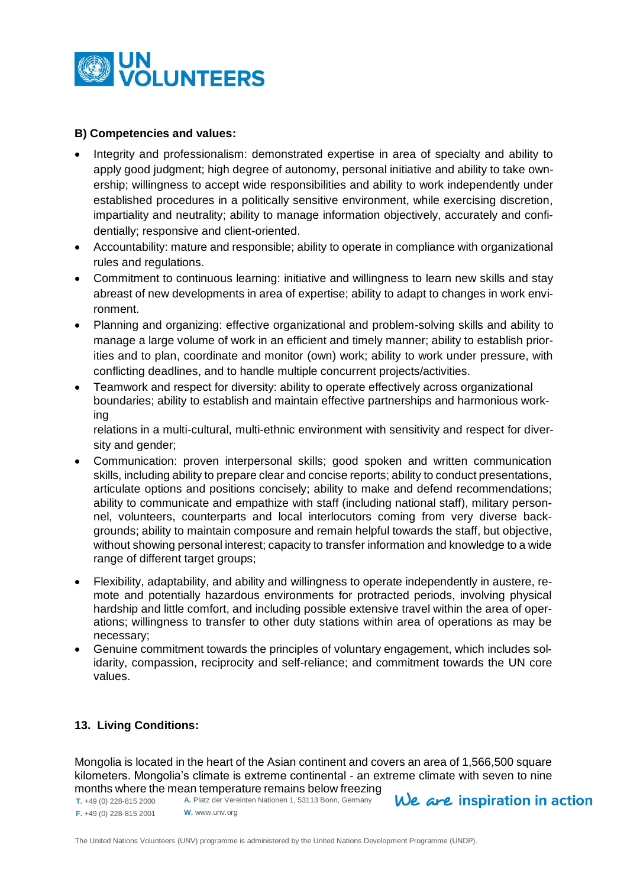**B) Competencies and values:**

- Integrity and professionalism: demonstrated expertise in area of specialty and ability to apply good judgment; high degree of autonomy, personal initiative and ability to take ownership; willingness to accept wide responsibilities and ability to work independently under established procedures in a politically sensitive environment, while exercising discretion, impartiality and neutrality; ability to manage information objectively, accurately and confidentially; responsive and client-oriented.
- Accountability: mature and responsible; ability to operate in compliance with organizational rules and regulations.
- Commitment to continuous learning: initiative and willingness to learn new skills and stay abreast of new developments in area of expertise; ability to adapt to changes in work environment.
- Planning and organizing: effective organizational and problem-solving skills and ability to manage a large volume of work in an efficient and timely manner; ability to establish priorities and to plan, coordinate and monitor (own) work; ability to work under pressure, with conflicting deadlines, and to handle multiple concurrent projects/activities.
- Teamwork and respect for diversity: ability to operate effectively across organizational boundaries; ability to establish and maintain effective partnerships and harmonious working relations in a multi-cultural, multi-ethnic environment with sensitivity and respect for diversity and gender;
- Communication: proven interpersonal skills; good spoken and written communication skills, including ability to prepare clear and concise reports; ability to conduct presentations, articulate options and positions concisely; ability to make and defend recommendations; ability to communicate and empathize with staff (including national staff), military personnel, volunteers, counterparts and local interlocutors coming from very diverse backgrounds; ability to maintain composure and remain helpful towards the staff, but objective, without showing personal interest; capacity to transfer information and knowledge to a wide range of different target groups;
- Flexibility, adaptability, and ability and willingness to operate independently in austere, remote and potentially hazardous environments for protracted periods, involving physical hardship and little comfort, and including possible extensive travel within the area of operations; willingness to transfer to other duty stations within area of operations as may be necessary;
- Genuine commitment towards the principles of voluntary engagement, which includes solidarity, compassion, reciprocity and self-reliance; and commitment towards the UN core values.

**13. Living Conditions:**

Mongolia is located in the heart of the Asian continent and covers an area of 1,566,500 square kilometers. Mongolia's climate is extreme continental - an extreme climate with seven to nine months where the mean temperature remains below freezing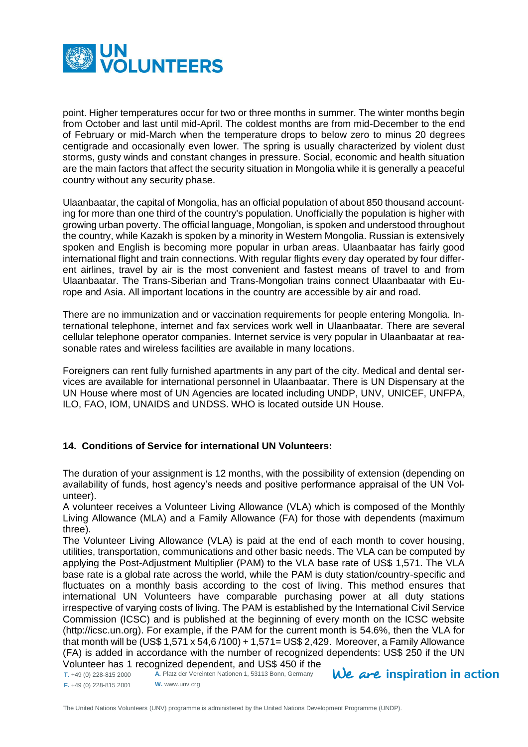point. Higher temperatures occur for two or three months in summer. The winter months begin from October and last until mid-April. The coldest months are from mid-December to the end of February or mid-March when the temperature drops to below zero to minus 20 degrees centigrade and occasionally even lower. The spring is usually characterized by violent dust storms, gusty winds and constant changes in pressure. Social, economic and health situation are the main factors that affect the security situation in Mongolia while it is generally a peaceful country without any security phase.

Ulaanbaatar, the capital of Mongolia, has an official population of about 850 thousand accounting for more than one third of the country's population. Unofficially the population is higher with growing urban poverty. The official language, Mongolian, is spoken and understood throughout the country, while Kazakh is spoken by a minority in Western Mongolia. Russian is extensively spoken and English is becoming more popular in urban areas. Ulaanbaatar has fairly good international flight and train connections. With regular flights every day operated by four different airlines, travel by air is the most convenient and fastest means of travel to and from Ulaanbaatar. The Trans-Siberian and Trans-Mongolian trains connect Ulaanbaatar with Europe and Asia. All important locations in the country are accessible by air and road.

There are no immunization and or vaccination requirements for people entering Mongolia. International telephone, internet and fax services work well in Ulaanbaatar. There are several cellular telephone operator companies. Internet service is very popular in Ulaanbaatar at reasonable rates and wireless facilities are available in many locations.

Foreigners can rent fully furnished apartments in any part of the city. Medical and dental services are available for international personnel in Ulaanbaatar. There is UN Dispensary at the UN House where most of UN Agencies are located including UNDP, UNV, UNICEF, UNFPA, ILO, FAO, IOM, UNAIDS and UNDSS. WHO is located outside UN House.

## 14. Conditions of Service for international UN Volunteers:

The duration of your assignment is 12 months, with the possibility of extension (depending on availability of funds, host agency's needs and positive performance appraisal of the UN Volunteer).

A volunteer receives a Volunteer Living Allowance (VLA) which is composed of the Monthly Living Allowance (MLA) and a Family Allowance (FA) for those with dependents (maximum three).

The Volunteer Living Allowance (VLA) is paid at the end of each month to cover housing, utilities, transportation, communications and other basic needs. The VLA can be computed by applying the Post-Adjustment Multiplier (PAM) to the VLA base rate of US$ 1,571. The VLA base rate is a global rate across the world, while the PAM is duty station/country-specific and fluctuates on a monthly basis according to the cost of living. This method ensures that international UN Volunteers have comparable purchasing power at all duty stations irrespective of varying costs of living. The PAM is established by the International Civil Service Commission (ICSC) and is published at the beginning of every month on the ICSC website (http://icsc.un.org). For example, if the PAM for the current month is 54.6%, then the VLA for that month will be (US$ 1,571 x 54,6 /100) + 1,571= US$ 2,429. Moreover, a Family Allowance (FA) is added in accordance with the number of recognized dependents: US$ 250 if the UN Volunteer has 1 recognized dependent, and US$ 450 if the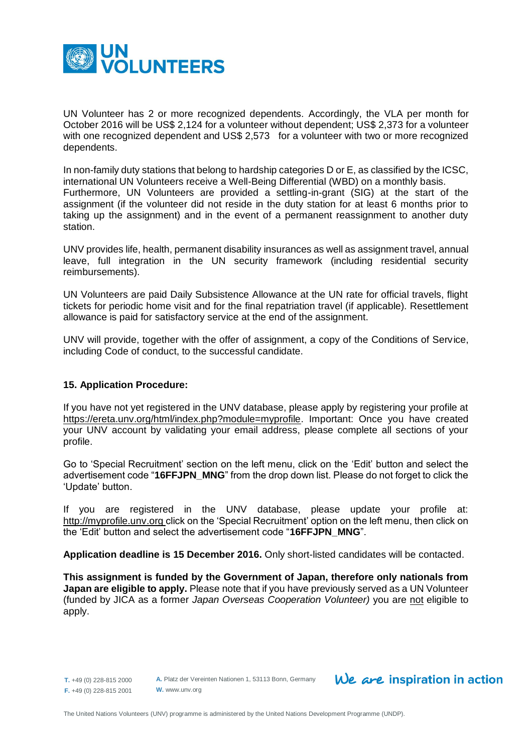UN Volunteer has 2 or more recognized dependents. Accordingly, the VLA per month for October 2016 will be US$ 2,124 for a volunteer without dependent; US$ 2,373 for a volunteer with one recognized dependent and US$ 2,573 for a volunteer with two or more recognized dependents.

In non-family duty stations that belong to hardship categories D or E, as classified by the ICSC, international UN Volunteers receive a Well-Being Differential (WBD) on a monthly basis. Furthermore, UN Volunteers are provided a settling-in-grant (SIG) at the start of the assignment (if the volunteer did not reside in the duty station for at least 6 months prior to taking up the assignment) and in the event of a permanent reassignment to another duty station.

UNV provides life, health, permanent disability insurances as well as assignment travel, annual leave, full integration in the UN security framework (including residential security reimbursements).

UN Volunteers are paid Daily Subsistence Allowance at the UN rate for official travels, flight tickets for periodic home visit and for the final repatriation travel (if applicable). Resettlement allowance is paid for satisfactory service at the end of the assignment.

UNV will provide, together with the offer of assignment, a copy of the Conditions of Service, including Code of conduct, to the successful candidate.

**15. Application Procedure:**

If you have not yet registered in the UNV database, please apply by registering your profile at https://ereta.unv.org/html/index.php?module=myprofile. Important: Once you have created your UNV account by validating your email address, please complete all sections of your profile.

Go to 'Special Recruitment' section on the left menu, click on the 'Edit' button and select the advertisement code "**16FFJPN_MNG**" from the drop down list. Please do not forget to click the 'Update' button.

If you are registered in the UNV database, please update your profile at: http://myprofile.unv.org click on the 'Special Recruitment' option on the left menu, then click on the 'Edit' button and select the advertisement code "**16FFJPN_MNG**".

**Application deadline is 15 December 2016.** Only short-listed candidates will be contacted.

**This assignment is funded by the Government of Japan, therefore only nationals from Japan are eligible to apply.** Please note that if you have previously served as a UN Volunteer (funded by JICA as a former *Japan Overseas Cooperation Volunteer)* you are not eligible to apply.